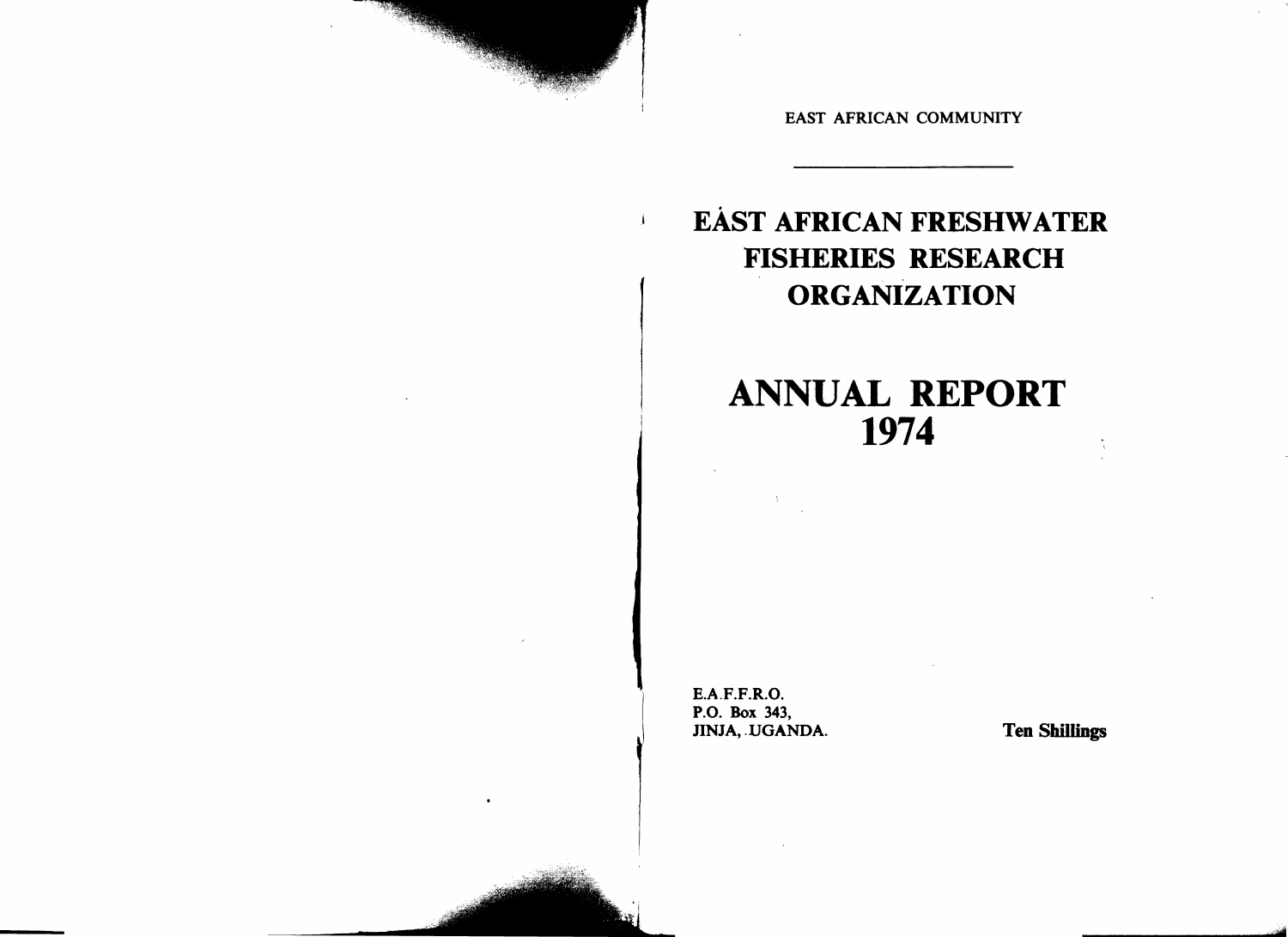EAST AFRICAN COMMUNITY

---

# EAST AFRICAN FRESHWATER FISHERIES RESEARCH ORGANIZATION

# ANNUAL REPORT 1974

E.A.F.F.R.O.
P.O. Box 343,
JINJA, UGANDA.

**Ten Shillings**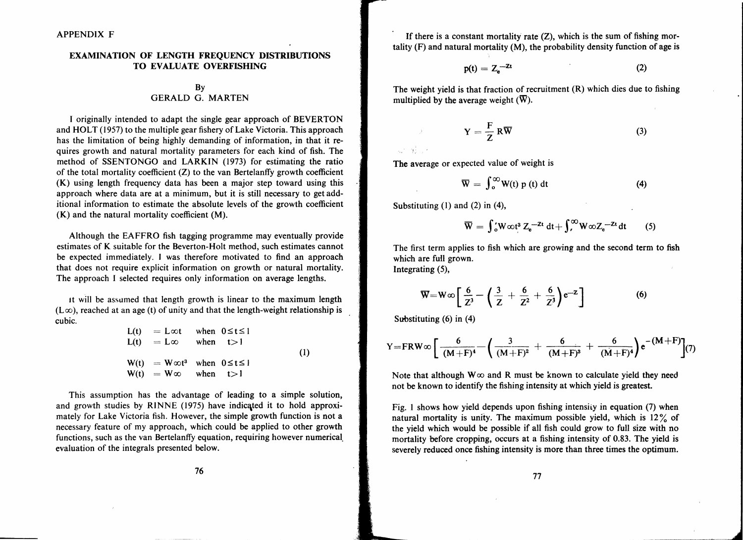APPENDIX F

## EXAMINATION OF LENGTH FREQUENCY DISTRIBUTIONS TO EVALUATE OVERFISHING

By
GERALD G. MARTEN

I originally intended to adapt the single gear approach of BEVERTON and HOLT (1957) to the multiple gear fishery of Lake Victoria. This approach has the limitation of being highly demanding of information, in that it requires growth and natural mortality parameters for each kind of fish. The method of SSENTONGO and LARKIN (1973) for estimating the ratio of the total mortality coefficient (Z) to the van Bertelanffy growth coefficient (K) using length frequency data has been a major step toward using this approach where data are at a minimum, but it is still necessary to get additional information to estimate the absolute levels of the growth coefficient (K) and the natural mortality coefficient (M).

Although the EAFFRO fish tagging programme may eventually provide estimates of K suitable for the Beverton-Holt method, such estimates cannot be expected immediately. I was therefore motivated to find an approach that does not require explicit information on growth or natural mortality. The approach I selected requires only information on average lengths.

It will be assumed that length growth is linear to the maximum length ($L\infty$), reached at an age (t) of unity and that the length-weight relationship is cubic.

$$
\begin{aligned}
L(t) &= L\infty t \quad \text{when } 0 \leq t \leq 1 \\
L(t) &= L\infty \quad \text{when } t > 1 \\
W(t) &= W\infty t^3 \quad \text{when } 0 \leq t \leq 1 \\
W(t) &= W\infty \quad \text{when } t > 1
\end{aligned}
\tag{1}
$$

This assumption has the advantage of leading to a simple solution, and growth studies by RINNE (1975) have indicated it to hold approximately for Lake Victoria fish. However, the simple growth function is not a necessary feature of my approach, which could be applied to other growth functions, such as the van Bertelanffy equation, requiring however numerical evaluation of the integrals presented below.

If there is a constant mortality rate (Z), which is the sum of fishing mortality (F) and natural mortality (M), the probability density function of age is

$$
p(t) = Ze^{-Zt} \tag{2}
$$

The weight yield is that fraction of recruitment (R) which dies due to fishing multiplied by the average weight ($\overline{W}$).

$$
Y = \frac{F}{Z} R\overline{W} \tag{3}
$$

The average or expected value of weight is

$$
\overline{W} = \int_0^\infty W(t)\, p(t)\, dt \tag{4}
$$

Substituting (1) and (2) in (4),

$$
\overline{W} = \int_0^1 W\infty t^3 Ze^{-Zt}\, dt + \int_1^\infty W\infty Ze^{-Zt}\, dt \tag{5}
$$

The first term applies to fish which are growing and the second term to fish which are full grown.

Integrating (5),

$$
\overline{W} = W\infty \left[ \frac{6}{Z^3} - \left( \frac{3}{Z} + \frac{6}{Z^2} + \frac{6}{Z^3} \right) e^{-Z} \right] \tag{6}
$$

Substituting (6) in (4)

$$
Y = FRW\infty \left[ \frac{6}{(M+F)^4} - \left( \frac{3}{(M+F)^2} + \frac{6}{(M+F)^3} + \frac{6}{(M+F)^4} \right) e^{-(M+F)} \right] \tag{7}
$$

Note that although $W\infty$ and R must be known to calculate yield they need not be known to identify the fishing intensity at which yield is greatest.

Fig. 1 shows how yield depends upon fishing intensity in equation (7) when natural mortality is unity. The maximum possible yield, which is 12% of the yield which would be possible if all fish could grow to full size with no mortality before cropping, occurs at a fishing intensity of 0.83. The yield is severely reduced once fishing intensity is more than three times the optimum.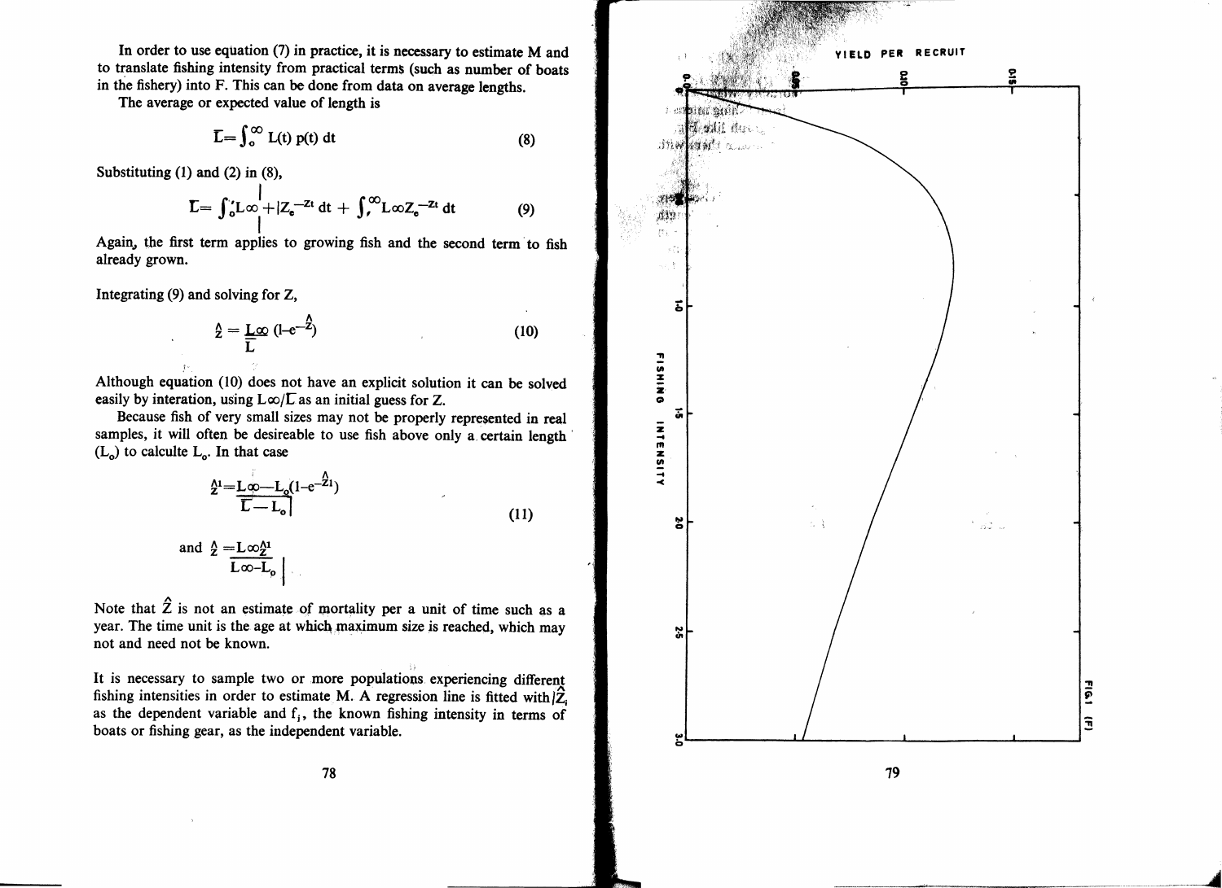In order to use equation (7) in practice, it is necessary to estimate M and to translate fishing intensity from practical terms (such as number of boats in the fishery) into F. This can be done from data on average lengths.

The average or expected value of length is

$$\bar{L} = \int_0^{\infty} L(t)\, p(t)\, dt \tag{8}$$

Substituting (1) and (2) in (8),

$$\bar{L} = \int_0^1 L\infty\, t\, Z_e^{-Zt}\, dt + \int_1^{\infty} L\infty Z_e^{-Zt}\, dt \tag{9}$$

Again, the first term applies to growing fish and the second term to fish already grown.

Integrating (9) and solving for Z,

$$\hat{Z} = \frac{L\infty}{\bar{L}} (1 - e^{-\hat{Z}}) \tag{10}$$

Although equation (10) does not have an explicit solution it can be solved easily by interation, using $L\infty/\bar{L}$ as an initial guess for Z.

Because fish of very small sizes may not be properly represented in real samples, it will often be desireable to use fish above only a certain length ($L_o$) to calculte $L_o$. In that case

$$\hat{Z}^1 = \frac{L\infty - L_o}{\bar{L} - L_o} (1 - e^{-\hat{Z}_1}) \tag{11}$$

and $\hat{Z} = \dfrac{L\infty \hat{Z}^1}{L\infty - L_o}$

Note that $\hat{Z}$ is not an estimate of mortality per a unit of time such as a year. The time unit is the age at which maximum size is reached, which may not and need not be known.

It is necessary to sample two or more populations experiencing different fishing intensities in order to estimate M. A regression line is fitted with $\hat{Z}_i$ as the dependent variable and $f_i$, the known fishing intensity in terms of boats or fishing gear, as the independent variable.

FIG. 1 (F)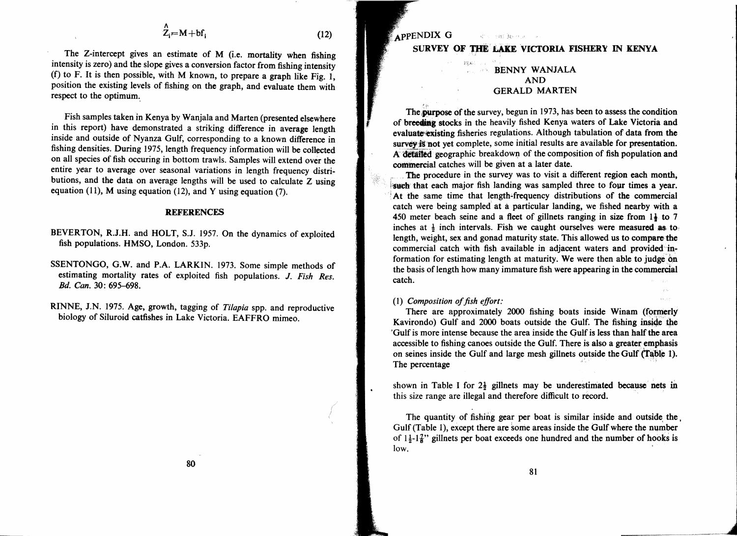$$\hat{Z}_i = M + bf_i \tag{12}$$

The Z-intercept gives an estimate of M (i.e. mortality when fishing intensity is zero) and the slope gives a conversion factor from fishing intensity (f) to F. It is then possible, with M known, to prepare a graph like Fig. 1, position the existing levels of fishing on the graph, and evaluate them with respect to the optimum.

Fish samples taken in Kenya by Wanjala and Marten (presented elsewhere in this report) have demonstrated a striking difference in average length inside and outside of Nyanza Gulf, corresponding to a known difference in fishing densities. During 1975, length frequency information will be collected on all species of fish occuring in bottom trawls. Samples will extend over the entire year to average over seasonal variations in length frequency distributions, and the data on average lengths will be used to calculate Z using equation (11), M using equation (12), and Y using equation (7).

## REFERENCES

BEVERTON, R.J.H. and HOLT, S.J. 1957. On the dynamics of exploited fish populations. HMSO, London. 533p.

SSENTONGO, G.W. and P.A. LARKIN. 1973. Some simple methods of estimating mortality rates of exploited fish populations. *J. Fish Res. Bd. Can.* 30: 695–698.

RINNE, J.N. 1975. Age, growth, tagging of *Tilapia* spp. and reproductive biology of Siluroid catfishes in Lake Victoria. EAFFRO mimeo.

# APPENDIX G

## SURVEY OF THE LAKE VICTORIA FISHERY IN KENYA

BENNY WANJALA
AND
GERALD MARTEN

The purpose of the survey, begun in 1973, has been to assess the condition of breeding stocks in the heavily fished Kenya waters of Lake Victoria and evaluate existing fisheries regulations. Although tabulation of data from the survey is not yet complete, some initial results are available for presentation. A detailed geographic breakdown of the composition of fish population and commercial catches will be given at a later date.

The procedure in the survey was to visit a different region each month, such that each major fish landing was sampled three to four times a year. At the same time that length-frequency distributions of the commercial catch were being sampled at a particular landing, we fished nearby with a 450 meter beach seine and a fleet of gillnets ranging in size from $1\frac{1}{2}$ to 7 inches at $\frac{1}{2}$ inch intervals. Fish we caught ourselves were measured as to length, weight, sex and gonad maturity state. This allowed us to compare the commercial catch with fish available in adjacent waters and provided information for estimating length at maturity. We were then able to judge on the basis of length how many immature fish were appearing in the commercial catch.

(1) *Composition of fish effort:*

There are approximately 2000 fishing boats inside Winam (formerly Kavirondo) Gulf and 2000 boats outside the Gulf. The fishing inside the Gulf is more intense because the area inside the Gulf is less than half the area accessible to fishing canoes outside the Gulf. There is also a greater emphasis on seines inside the Gulf and large mesh gillnets outside the Gulf (Table 1). The percentage shown in Table I for $2\frac{1}{2}$ gillnets may be underestimated because nets in this size range are illegal and therefore difficult to record.

The quantity of fishing gear per boat is similar inside and outside the Gulf (Table 1), except there are some areas inside the Gulf where the number of $1\frac{1}{2}$-$1\frac{7}{8}$" gillnets per boat exceeds one hundred and the number of hooks is low.